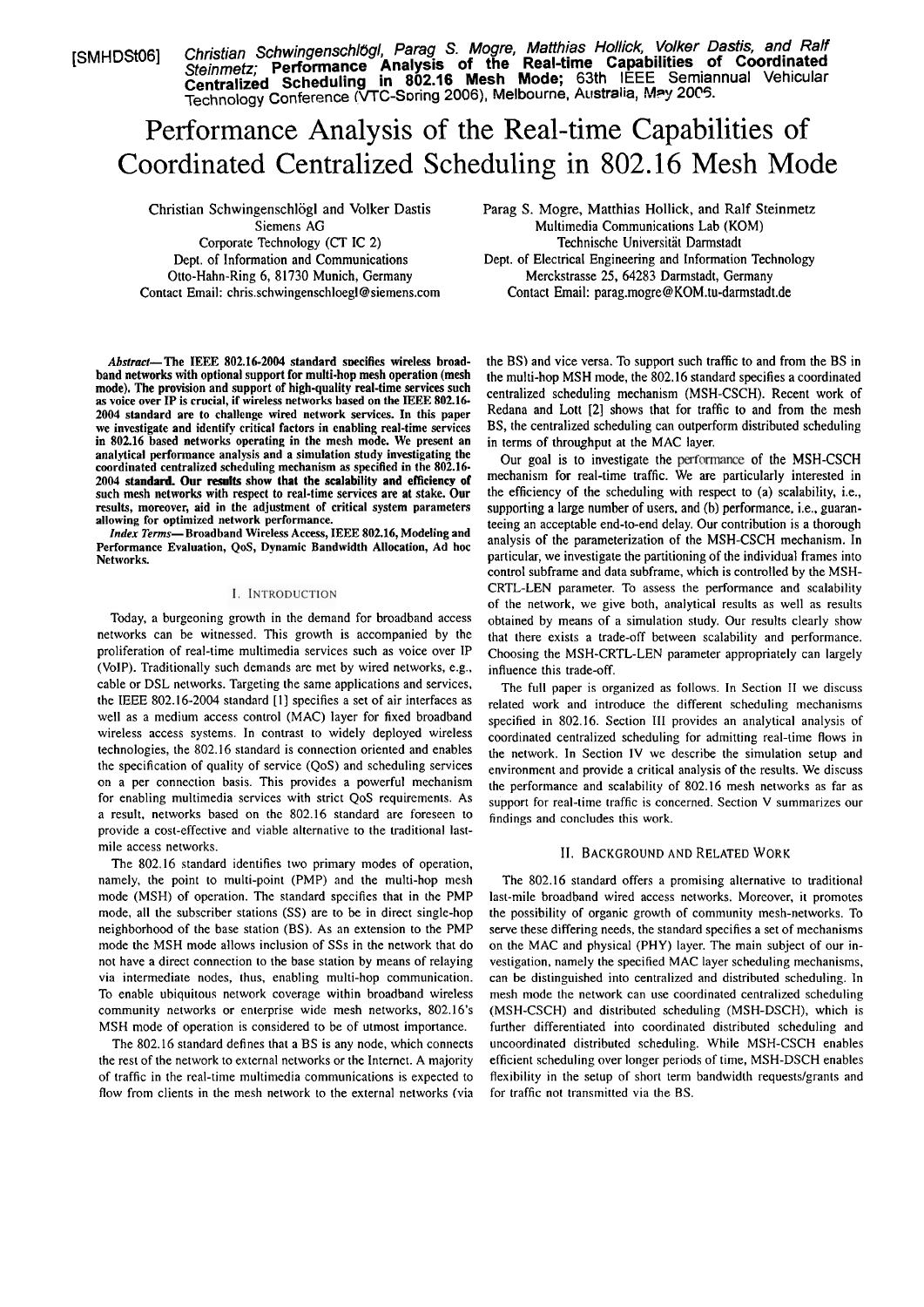[SMHDSt06] *Christian Schwingenschlögl, Parag S. Mogre, Matthias Hollick, Volker Dastis, and Ralf Steinmetz;* **Performance Analysis of the Real-time Capabilities of Coordinated Centralized Scheduling in 802.16 Mesh Mode;** 63th IEEE Semiannual Vehicular Technology Conference (VTC-Spring 2006), Melbourne, Australia, May 2006.

# Performance Analysis of the Real-time Capabilities of Coordinated Centralized Scheduling in 802.16 Mesh Mode

Christian Schwingenschlögl and Volker Dastis
Siemens AG
Corporate Technology (CT IC 2)
Dept. of Information and Communications
Otto-Hahn-Ring 6, 81730 Munich, Germany
Contact Email: chris.schwingenschloegl@siemens.com

Parag S. Mogre, Matthias Hollick, and Ralf Steinmetz
Multimedia Communications Lab (KOM)
Technische Universität Darmstadt
Dept. of Electrical Engineering and Information Technology
Merckstrasse 25, 64283 Darmstadt, Germany
Contact Email: parag.mogre@KOM.tu-darmstadt.de

***Abstract*— The IEEE 802.16-2004 standard specifies wireless broadband networks with optional support for multi-hop mesh operation (mesh mode). The provision and support of high-quality real-time services such as voice over IP is crucial, if wireless networks based on the IEEE 802.16-2004 standard are to challenge wired network services. In this paper we investigate and identify critical factors in enabling real-time services in 802.16 based networks operating in the mesh mode. We present an analytical performance analysis and a simulation study investigating the coordinated centralized scheduling mechanism as specified in the 802.16-2004 standard. Our results show that the scalability and efficiency of such mesh networks with respect to real-time services are at stake. Our results, moreover, aid in the adjustment of critical system parameters allowing for optimized network performance.**

***Index Terms*— Broadband Wireless Access, IEEE 802.16, Modeling and Performance Evaluation, QoS, Dynamic Bandwidth Allocation, Ad hoc Networks.**

## I. Introduction

Today, a burgeoning growth in the demand for broadband access networks can be witnessed. This growth is accompanied by the proliferation of real-time multimedia services such as voice over IP (VoIP). Traditionally such demands are met by wired networks, e.g., cable or DSL networks. Targeting the same applications and services, the IEEE 802.16-2004 standard [1] specifies a set of air interfaces as well as a medium access control (MAC) layer for fixed broadband wireless access systems. In contrast to widely deployed wireless technologies, the 802.16 standard is connection oriented and enables the specification of quality of service (QoS) and scheduling services on a per connection basis. This provides a powerful mechanism for enabling multimedia services with strict QoS requirements. As a result, networks based on the 802.16 standard are foreseen to provide a cost-effective and viable alternative to the traditional last-mile access networks.

The 802.16 standard identifies two primary modes of operation, namely, the point to multi-point (PMP) and the multi-hop mesh mode (MSH) of operation. The standard specifies that in the PMP mode, all the subscriber stations (SS) are to be in direct single-hop neighborhood of the base station (BS). As an extension to the PMP mode the MSH mode allows inclusion of SSs in the network that do not have a direct connection to the base station by means of relaying via intermediate nodes, thus, enabling multi-hop communication. To enable ubiquitous network coverage within broadband wireless community networks or enterprise wide mesh networks, 802.16's MSH mode of operation is considered to be of utmost importance.

The 802.16 standard defines that a BS is any node, which connects the rest of the network to external networks or the Internet. A majority of traffic in the real-time multimedia communications is expected to flow from clients in the mesh network to the external networks (via the BS) and vice versa. To support such traffic to and from the BS in the multi-hop MSH mode, the 802.16 standard specifies a coordinated centralized scheduling mechanism (MSH-CSCH). Recent work of Redana and Lott [2] shows that for traffic to and from the mesh BS, the centralized scheduling can outperform distributed scheduling in terms of throughput at the MAC layer.

Our goal is to investigate the performance of the MSH-CSCH mechanism for real-time traffic. We are particularly interested in the efficiency of the scheduling with respect to (a) scalability, i.e., supporting a large number of users, and (b) performance, i.e., guaranteeing an acceptable end-to-end delay. Our contribution is a thorough analysis of the parameterization of the MSH-CSCH mechanism. In particular, we investigate the partitioning of the individual frames into control subframe and data subframe, which is controlled by the MSH-CRTL-LEN parameter. To assess the performance and scalability of the network, we give both, analytical results as well as results obtained by means of a simulation study. Our results clearly show that there exists a trade-off between scalability and performance. Choosing the MSH-CRTL-LEN parameter appropriately can largely influence this trade-off.

The full paper is organized as follows. In Section II we discuss related work and introduce the different scheduling mechanisms specified in 802.16. Section III provides an analytical analysis of coordinated centralized scheduling for admitting real-time flows in the network. In Section IV we describe the simulation setup and environment and provide a critical analysis of the results. We discuss the performance and scalability of 802.16 mesh networks as far as support for real-time traffic is concerned. Section V summarizes our findings and concludes this work.

## II. Background and Related Work

The 802.16 standard offers a promising alternative to traditional last-mile broadband wired access networks. Moreover, it promotes the possibility of organic growth of community mesh-networks. To serve these differing needs, the standard specifies a set of mechanisms on the MAC and physical (PHY) layer. The main subject of our investigation, namely the specified MAC layer scheduling mechanisms, can be distinguished into centralized and distributed scheduling. In mesh mode the network can use coordinated centralized scheduling (MSH-CSCH) and distributed scheduling (MSH-DSCH), which is further differentiated into coordinated distributed scheduling and uncoordinated distributed scheduling. While MSH-CSCH enables efficient scheduling over longer periods of time, MSH-DSCH enables flexibility in the setup of short term bandwidth requests/grants and for traffic not transmitted via the BS.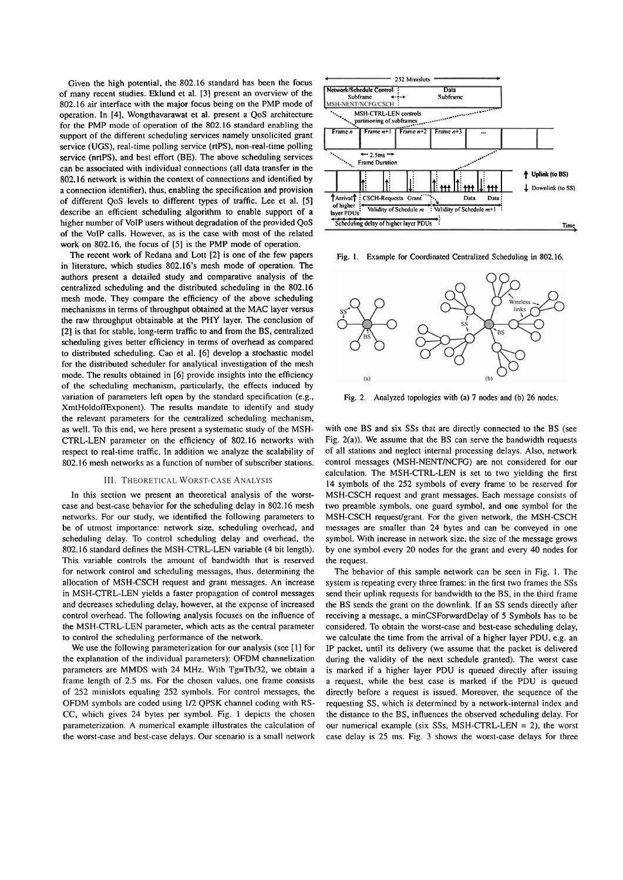Given the high potential, the 802.16 standard has been the focus of many recent studies. Eklund et al. [3] present an overview of the 802.16 air interface with the major focus being on the PMP mode of operation. In [4], Wongthavarawat et al. present a QoS architecture for the PMP mode of operation of the 802.16 standard enabling the support of the different scheduling services namely unsolicited grant service (UGS), real-time polling service (rtPS), non-real-time polling service (nrtPS), and best effort (BE). The above scheduling services can be associated with individual connections (all data transfer in the 802.16 network is within the context of connections and identified by a connection identifier), thus, enabling the specification and provision of different QoS levels to different types of traffic. Lee et al. [5] describe an efficient scheduling algorithm to enable support of a higher number of VoIP users without degradation of the provided QoS of the VoIP calls. However, as is the case with most of the related work on 802.16, the focus of [5] is the PMP mode of operation.

The recent work of Redana and Lott [2] is one of the few papers in literature, which studies 802.16's mesh mode of operation. The authors present a detailed study and comparative analysis of the centralized scheduling and the distributed scheduling in the 802.16 mesh mode. They compare the efficiency of the above scheduling mechanisms in terms of throughput obtained at the MAC layer versus the raw throughput obtainable at the PHY layer. The conclusion of [2] is that for stable, long-term traffic to and from the BS, centralized scheduling gives better efficiency in terms of overhead as compared to distributed scheduling. Cao et al. [6] develop a stochastic model for the distributed scheduler for analytical investigation of the mesh mode. The results obtained in [6] provide insights into the efficiency of the scheduling mechanism, particularly, the effects induced by variation of parameters left open by the standard specification (e.g., XmtHoldoffExponent). The results mandate to identify and study the relevant parameters for the centralized scheduling mechanism, as well. To this end, we here present a systematic study of the MSH-CTRL-LEN parameter on the efficiency of 802.16 networks with respect to real-time traffic. In addition we analyze the scalability of 802.16 mesh networks as a function of number of subscriber stations.

## III. Theoretical Worst-case Analysis

In this section we present an theoretical analysis of the worst-case and best-case behavior for the scheduling delay in 802.16 mesh networks. For our study, we identified the following parameters to be of utmost importance: network size, scheduling overhead, and scheduling delay. To control scheduling delay and overhead, the 802.16 standard defines the MSH-CTRL-LEN variable (4 bit length). This variable controls the amount of bandwidth that is reserved for network control and scheduling messages, thus, determining the allocation of MSH-CSCH request and grant messages. An increase in MSH-CTRL-LEN yields a faster propagation of control messages and decreases scheduling delay, however, at the expense of increased control overhead. The following analysis focuses on the influence of the MSH-CTRL-LEN parameter, which acts as the central parameter to control the scheduling performance of the network.

We use the following parameterization for our analysis (see [1] for the explanation of the individual parameters): OFDM channelization parameters are MMDS with 24 MHz. With Tg=Tb/32, we obtain a frame length of 2.5 ms. For the chosen values, one frame consists of 252 minislots equaling 252 symbols. For control messages, the OFDM symbols are coded using 1/2 QPSK channel coding with RS-CC, which gives 24 bytes per symbol. Fig. 1 depicts the chosen parameterization. A numerical example illustrates the calculation of the worst-case and best-case delays. Our scenario is a small network with one BS and six SSs that are directly connected to the BS (see Fig. 2(a)). We assume that the BS can serve the bandwidth requests of all stations and neglect internal processing delays. Also, network control messages (MSH-NENT/NCFG) are not considered for our calculation. The MSH-CTRL-LEN is set to two yielding the first 14 symbols of the 252 symbols of every frame to be reserved for MSH-CSCH request and grant messages. Each message consists of two preamble symbols, one guard symbol, and one symbol for the MSH-CSCH request/grant. For the given network, the MSH-CSCH messages are smaller than 24 bytes and can be conveyed in one symbol. With increase in network size, the size of the message grows by one symbol every 20 nodes for the grant and every 40 nodes for the request.

Fig. 1. Example for Coordinated Centralized Scheduling in 802.16.

Fig. 2. Analyzed topologies with (a) 7 nodes and (b) 26 nodes.

The behavior of this sample network can be seen in Fig. 1. The system is repeating every three frames: in the first two frames the SSs send their uplink requests for bandwidth to the BS, in the third frame the BS sends the grant on the downlink. If an SS sends directly after receiving a message, a minCSForwardDelay of 5 Symbols has to be considered. To obtain the worst-case and best-case scheduling delay, we calculate the time from the arrival of a higher layer PDU, e.g. an IP packet, until its delivery (we assume that the packet is delivered during the validity of the next schedule granted). The worst case is marked if a higher layer PDU is queued directly after issuing a request, while the best case is marked if the PDU is queued directly before a request is issued. Moreover, the sequence of the requesting SS, which is determined by a network-internal index and the distance to the BS, influences the observed scheduling delay. For our numerical example (six SSs, MSH-CTRL-LEN = 2), the worst case delay is 25 ms. Fig. 3 shows the worst-case delays for three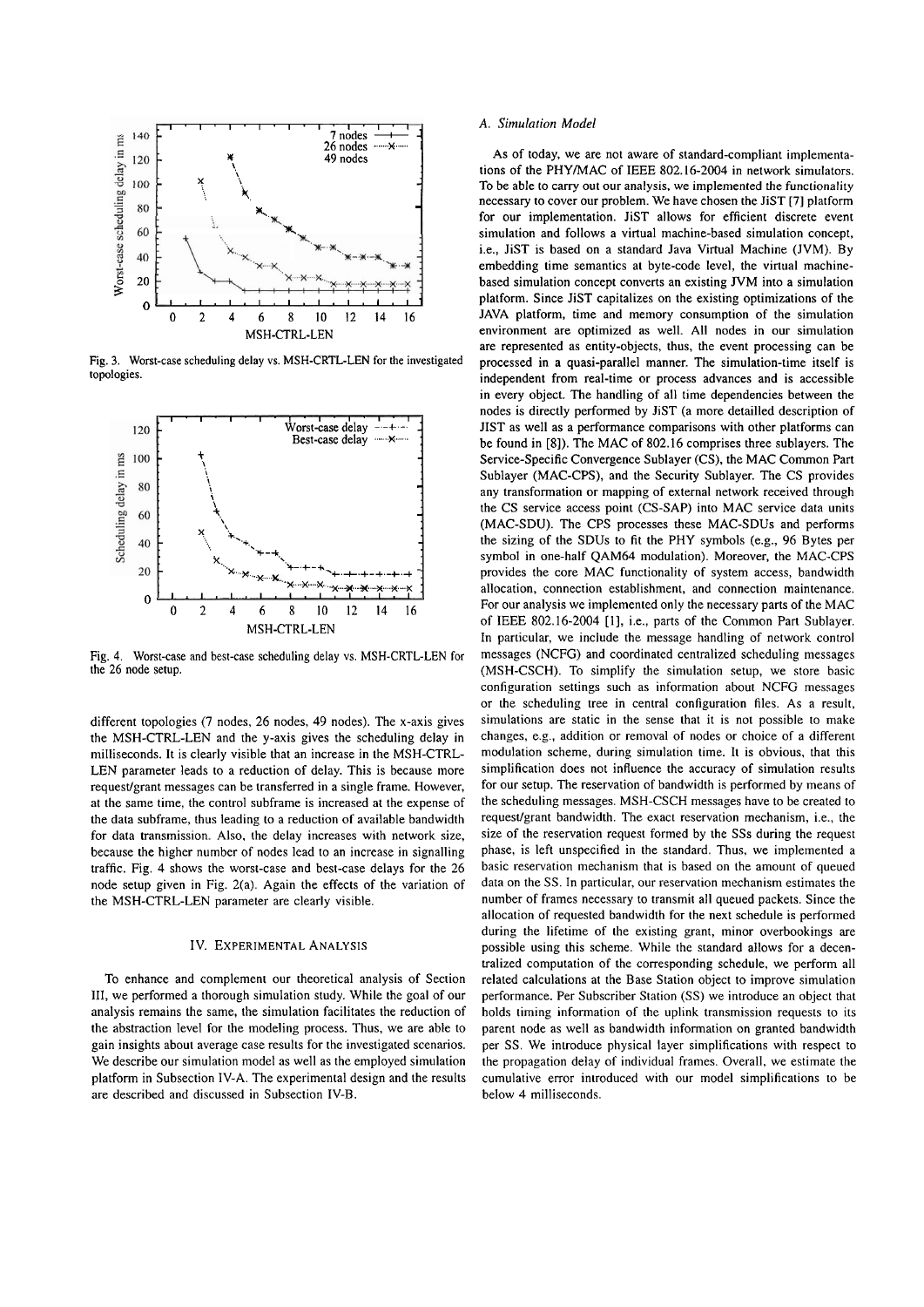Fig. 3. Worst-case scheduling delay vs. MSH-CRTL-LEN for the investigated topologies.

Fig. 4. Worst-case and best-case scheduling delay vs. MSH-CRTL-LEN for the 26 node setup.

different topologies (7 nodes, 26 nodes, 49 nodes). The x-axis gives the MSH-CTRL-LEN and the y-axis gives the scheduling delay in milliseconds. It is clearly visible that an increase in the MSH-CTRL-LEN parameter leads to a reduction of delay. This is because more request/grant messages can be transferred in a single frame. However, at the same time, the control subframe is increased at the expense of the data subframe, thus leading to a reduction of available bandwidth for data transmission. Also, the delay increases with network size, because the higher number of nodes lead to an increase in signalling traffic. Fig. 4 shows the worst-case and best-case delays for the 26 node setup given in Fig. 2(a). Again the effects of the variation of the MSH-CTRL-LEN parameter are clearly visible.

## IV. Experimental Analysis

To enhance and complement our theoretical analysis of Section III, we performed a thorough simulation study. While the goal of our analysis remains the same, the simulation facilitates the reduction of the abstraction level for the modeling process. Thus, we are able to gain insights about average case results for the investigated scenarios. We describe our simulation model as well as the employed simulation platform in Subsection IV-A. The experimental design and the results are described and discussed in Subsection IV-B.

### *A. Simulation Model*

As of today, we are not aware of standard-compliant implementations of the PHY/MAC of IEEE 802.16-2004 in network simulators. To be able to carry out our analysis, we implemented the functionality necessary to cover our problem. We have chosen the JiST [7] platform for our implementation. JiST allows for efficient discrete event simulation and follows a virtual machine-based simulation concept, i.e., JiST is based on a standard Java Virtual Machine (JVM). By embedding time semantics at byte-code level, the virtual machine-based simulation concept converts an existing JVM into a simulation platform. Since JiST capitalizes on the existing optimizations of the JAVA platform, time and memory consumption of the simulation environment are optimized as well. All nodes in our simulation are represented as entity-objects, thus, the event processing can be processed in a quasi-parallel manner. The simulation-time itself is independent from real-time or process advances and is accessible in every object. The handling of all time dependencies between the nodes is directly performed by JiST (a more detailled description of JIST as well as a performance comparisons with other platforms can be found in [8]). The MAC of 802.16 comprises three sublayers. The Service-Specific Convergence Sublayer (CS), the MAC Common Part Sublayer (MAC-CPS), and the Security Sublayer. The CS provides any transformation or mapping of external network received through the CS service access point (CS-SAP) into MAC service data units (MAC-SDU). The CPS processes these MAC-SDUs and performs the sizing of the SDUs to fit the PHY symbols (e.g., 96 Bytes per symbol in one-half QAM64 modulation). Moreover, the MAC-CPS provides the core MAC functionality of system access, bandwidth allocation, connection establishment, and connection maintenance. For our analysis we implemented only the necessary parts of the MAC of IEEE 802.16-2004 [1], i.e., parts of the Common Part Sublayer. In particular, we include the message handling of network control messages (NCFG) and coordinated centralized scheduling messages (MSH-CSCH). To simplify the simulation setup, we store basic configuration settings such as information about NCFG messages or the scheduling tree in central configuration files. As a result, simulations are static in the sense that it is not possible to make changes, e.g., addition or removal of nodes or choice of a different modulation scheme, during simulation time. It is obvious, that this simplification does not influence the accuracy of simulation results for our setup. The reservation of bandwidth is performed by means of the scheduling messages. MSH-CSCH messages have to be created to request/grant bandwidth. The exact reservation mechanism, i.e., the size of the reservation request formed by the SSs during the request phase, is left unspecified in the standard. Thus, we implemented a basic reservation mechanism that is based on the amount of queued data on the SS. In particular, our reservation mechanism estimates the number of frames necessary to transmit all queued packets. Since the allocation of requested bandwidth for the next schedule is performed during the lifetime of the existing grant, minor overbookings are possible using this scheme. While the standard allows for a decentralized computation of the corresponding schedule, we perform all related calculations at the Base Station object to improve simulation performance. Per Subscriber Station (SS) we introduce an object that holds timing information of the uplink transmission requests to its parent node as well as bandwidth information on granted bandwidth per SS. We introduce physical layer simplifications with respect to the propagation delay of individual frames. Overall, we estimate the cumulative error introduced with our model simplifications to be below 4 milliseconds.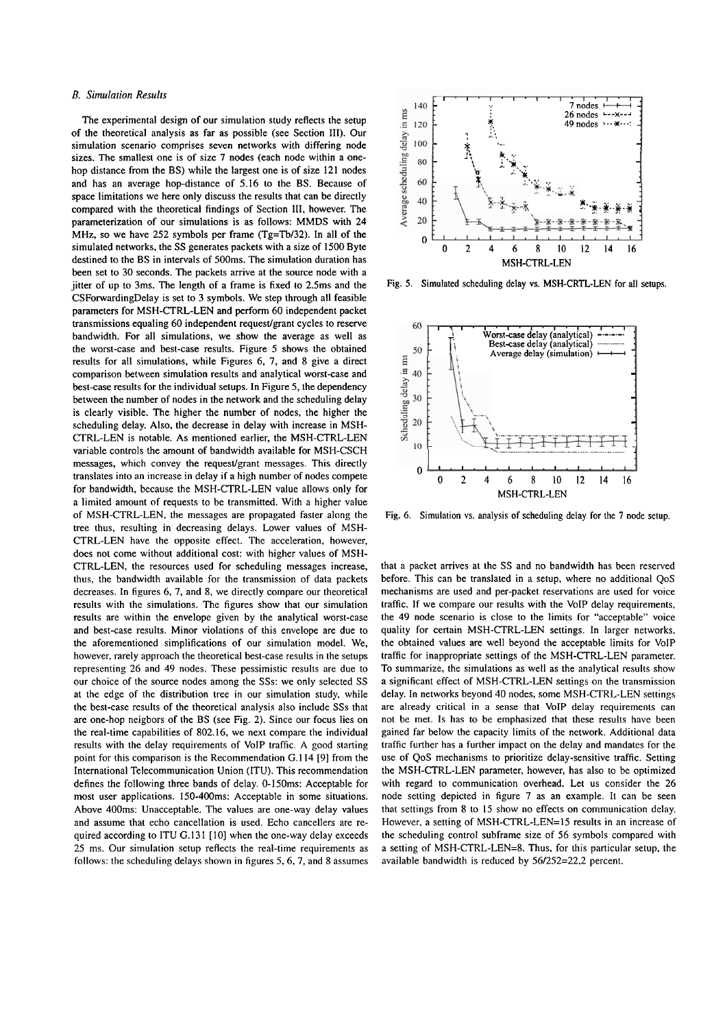### B. Simulation Results

The experimental design of our simulation study reflects the setup of the theoretical analysis as far as possible (see Section III). Our simulation scenario comprises seven networks with differing node sizes. The smallest one is of size 7 nodes (each node within a one-hop distance from the BS) while the largest one is of size 121 nodes and has an average hop-distance of 5.16 to the BS. Because of space limitations we here only discuss the results that can be directly compared with the theoretical findings of Section III, however. The parameterization of our simulations is as follows: MMDS with 24 MHz, so we have 252 symbols per frame (Tg=Tb/32). In all of the simulated networks, the SS generates packets with a size of 1500 Byte destined to the BS in intervals of 500ms. The simulation duration has been set to 30 seconds. The packets arrive at the source node with a jitter of up to 3ms. The length of a frame is fixed to 2.5ms and the CSForwardingDelay is set to 3 symbols. We step through all feasible parameters for MSH-CTRL-LEN and perform 60 independent packet transmissions equaling 60 independent request/grant cycles to reserve bandwidth. For all simulations, we show the average as well as the worst-case and best-case results. Figure 5 shows the obtained results for all simulations, while Figures 6, 7, and 8 give a direct comparison between simulation results and analytical worst-case and best-case results for the individual setups. In Figure 5, the dependency between the number of nodes in the network and the scheduling delay is clearly visible. The higher the number of nodes, the higher the scheduling delay. Also, the decrease in delay with increase in MSH-CTRL-LEN is notable. As mentioned earlier, the MSH-CTRL-LEN variable controls the amount of bandwidth available for MSH-CSCH messages, which convey the request/grant messages. This directly translates into an increase in delay if a high number of nodes compete for bandwidth, because the MSH-CTRL-LEN value allows only for a limited amount of requests to be transmitted. With a higher value of MSH-CTRL-LEN, the messages are propagated faster along the tree thus, resulting in decreasing delays. Lower values of MSH-CTRL-LEN have the opposite effect. The acceleration, however, does not come without additional cost: with higher values of MSH-CTRL-LEN, the resources used for scheduling messages increase, thus, the bandwidth available for the transmission of data packets decreases. In figures 6, 7, and 8, we directly compare our theoretical results with the simulations. The figures show that our simulation results are within the envelope given by the analytical worst-case and best-case results. Minor violations of this envelope are due to the aforementioned simplifications of our simulation model. We, however, rarely approach the theoretical best-case results in the setups representing 26 and 49 nodes. These pessimistic results are due to our choice of the source nodes among the SSs: we only selected SS at the edge of the distribution tree in our simulation study, while the best-case results of the theoretical analysis also include SSs that are one-hop neigbors of the BS (see Fig. 2). Since our focus lies on the real-time capabilities of 802.16, we next compare the individual results with the delay requirements of VoIP traffic. A good starting point for this comparison is the Recommendation G.114 [9] from the International Telecommunication Union (ITU). This recommendation defines the following three bands of delay. 0-150ms: Acceptable for most user applications. 150-400ms: Acceptable in some situations. Above 400ms: Unacceptable. The values are one-way delay values and assume that echo cancellation is used. Echo cancellers are required according to ITU G.131 [10] when the one-way delay exceeds 25 ms. Our simulation setup reflects the real-time requirements as follows: the scheduling delays shown in figures 5, 6, 7, and 8 assumes that a packet arrives at the SS and no bandwidth has been reserved before. This can be translated in a setup, where no additional QoS mechanisms are used and per-packet reservations are used for voice traffic. If we compare our results with the VoIP delay requirements, the 49 node scenario is close to the limits for "acceptable" voice quality for certain MSH-CTRL-LEN settings. In larger networks, the obtained values are well beyond the acceptable limits for VoIP traffic for inappropriate settings of the MSH-CTRL-LEN parameter. To summarize, the simulations as well as the analytical results show a significant effect of MSH-CTRL-LEN settings on the transmission delay. In networks beyond 40 nodes, some MSH-CTRL-LEN settings are already critical in a sense that VoIP delay requirements can not be met. Is has to be emphasized that these results have been gained far below the capacity limits of the network. Additional data traffic further has a further impact on the delay and mandates for the use of QoS mechanisms to prioritize delay-sensitive traffic. Setting the MSH-CTRL-LEN parameter, however, has also to be optimized with regard to communication overhead. Let us consider the 26 node setting depicted in figure 7 as an example. It can be seen that settings from 8 to 15 show no effects on communication delay. However, a setting of MSH-CTRL-LEN=15 results in an increase of the scheduling control subframe size of 56 symbols compared with a setting of MSH-CTRL-LEN=8. Thus, for this particular setup, the available bandwidth is reduced by 56/252=22,2 percent.

Fig. 5. Simulated scheduling delay vs. MSH-CRTL-LEN for all setups.

Fig. 6. Simulation vs. analysis of scheduling delay for the 7 node setup.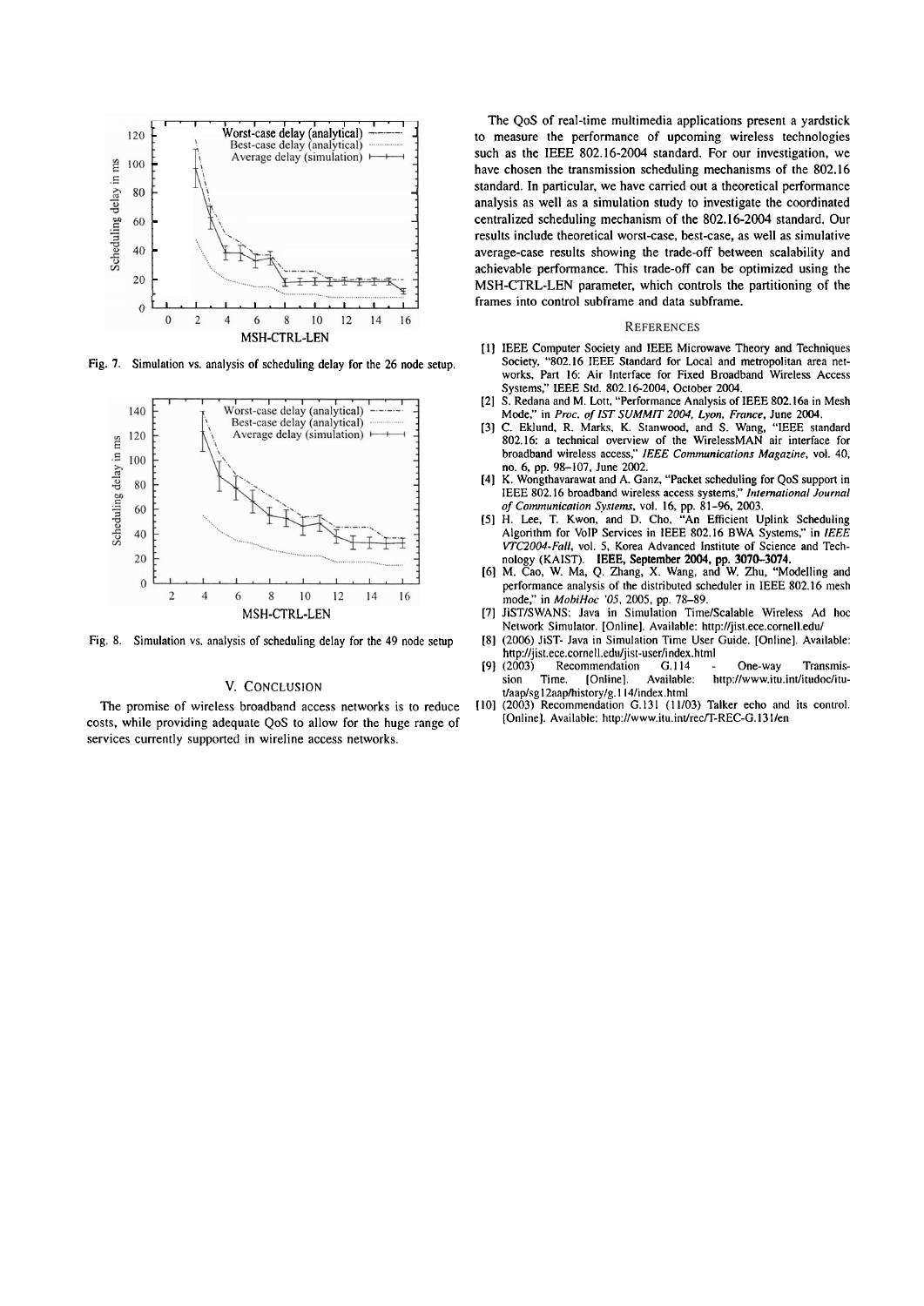Worst-case delay (analytical)
Best-case delay (analytical)
Average delay (simulation)

Scheduling delay in ms

120
100
80
60
40
20
0

0 2 4 6 8 10 12 14 16

MSH-CTRL-LEN

Fig. 7. Simulation vs. analysis of scheduling delay for the 26 node setup.

Worst-case delay (analytical)
Best-case delay (analytical)
Average delay (simulation)

Scheduling delay in ms

140
120
100
80
60
40
20
0

2 4 6 8 10 12 14 16

MSH-CTRL-LEN

Fig. 8. Simulation vs. analysis of scheduling delay for the 49 node setup

## V. CONCLUSION

The promise of wireless broadband access networks is to reduce costs, while providing adequate QoS to allow for the huge range of services currently supported in wireline access networks.

The QoS of real-time multimedia applications present a yardstick to measure the performance of upcoming wireless technologies such as the IEEE 802.16-2004 standard. For our investigation, we have chosen the transmission scheduling mechanisms of the 802.16 standard. In particular, we have carried out a theoretical performance analysis as well as a simulation study to investigate the coordinated centralized scheduling mechanism of the 802.16-2004 standard. Our results include theoretical worst-case, best-case, as well as simulative average-case results showing the trade-off between scalability and achievable performance. This trade-off can be optimized using the MSH-CTRL-LEN parameter, which controls the partitioning of the frames into control subframe and data subframe.

## REFERENCES

[1] IEEE Computer Society and IEEE Microwave Theory and Techniques Society, "802.16 IEEE Standard for Local and metropolitan area networks, Part 16: Air Interface for Fixed Broadband Wireless Access Systems," IEEE Std. 802.16-2004, October 2004.

[2] S. Redana and M. Lott, "Performance Analysis of IEEE 802.16a in Mesh Mode," in *Proc. of IST SUMMIT 2004, Lyon, France*, June 2004.

[3] C. Eklund, R. Marks, K. Stanwood, and S. Wang, "IEEE standard 802.16: a technical overview of the WirelessMAN air interface for broadband wireless access," *IEEE Communications Magazine*, vol. 40, no. 6, pp. 98–107, June 2002.

[4] K. Wongthavarawat and A. Ganz, "Packet scheduling for QoS support in IEEE 802.16 broadband wireless access systems," *International Journal of Communication Systems*, vol. 16, pp. 81–96, 2003.

[5] H. Lee, T. Kwon, and D. Cho, "An Efficient Uplink Scheduling Algorithm for VoIP Services in IEEE 802.16 BWA Systems," in *IEEE VTC2004-Fall*, vol. 5, Korea Advanced Institute of Science and Technology (KAIST). **IEEE, September 2004, pp. 3070–3074.**

[6] M. Cao, W. Ma, Q. Zhang, X. Wang, and W. Zhu, "Modelling and performance analysis of the distributed scheduler in IEEE 802.16 mesh mode," in *MobiHoc '05*, 2005, pp. 78–89.

[7] JiST/SWANS: Java in Simulation Time/Scalable Wireless Ad hoc Network Simulator. [Online]. Available: http://jist.ece.cornell.edu/

[8] (2006) JiST- Java in Simulation Time User Guide. [Online]. Available: http://jist.ece.cornell.edu/jist-user/index.html

[9] (2003) Recommendation G.114 - One-way Transmission Time. [Online]. Available: http://www.itu.int/itudoc/itu-t/aap/sg12aap/history/g.114/index.html

[10] (2003) Recommendation G.131 (11/03) Talker echo and its control. [Online]. Available: http://www.itu.int/rec/T-REC-G.131/en